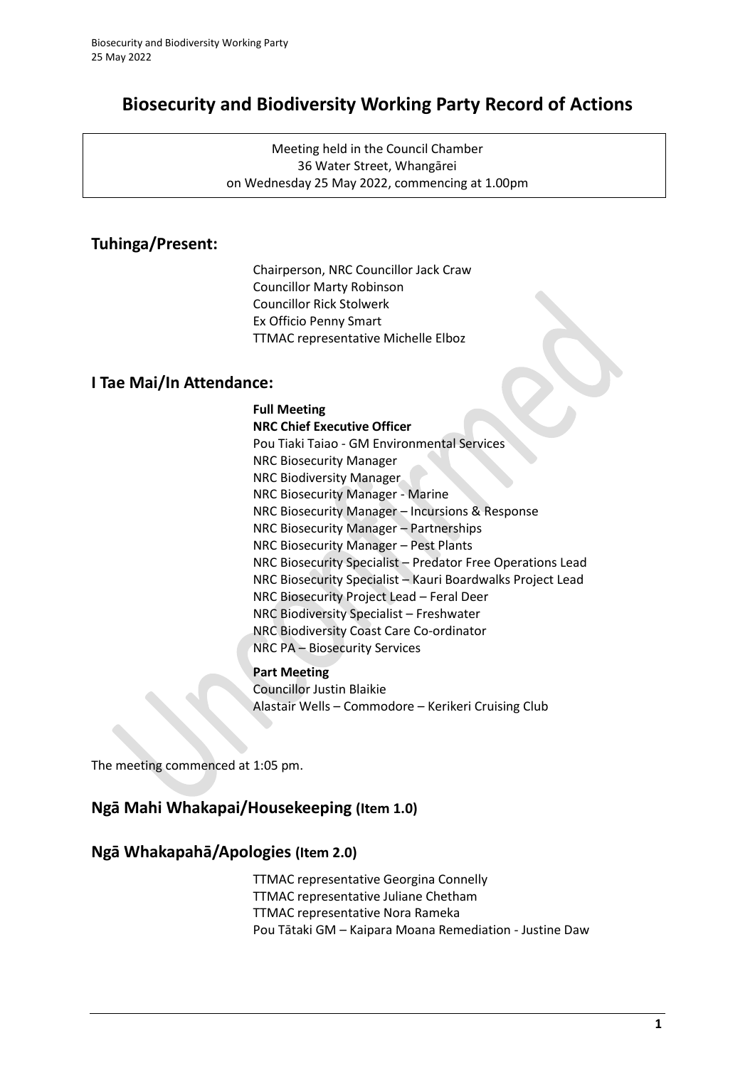# Biosecurity and Biodiversity Working Party Record of Actions

Meeting held in the Council Chamber
36 Water Street, Whangārei
on Wednesday 25 May 2022, commencing at 1.00pm

## Tuhinga/Present:

Chairperson, NRC Councillor Jack Craw
Councillor Marty Robinson
Councillor Rick Stolwerk
Ex Officio Penny Smart
TTMAC representative Michelle Elboz

## I Tae Mai/In Attendance:

**Full Meeting**
**NRC Chief Executive Officer**
Pou Tiaki Taiao - GM Environmental Services
NRC Biosecurity Manager
NRC Biodiversity Manager
NRC Biosecurity Manager - Marine
NRC Biosecurity Manager – Incursions & Response
NRC Biosecurity Manager – Partnerships
NRC Biosecurity Manager – Pest Plants
NRC Biosecurity Specialist – Predator Free Operations Lead
NRC Biosecurity Specialist – Kauri Boardwalks Project Lead
NRC Biosecurity Project Lead – Feral Deer
NRC Biodiversity Specialist – Freshwater
NRC Biodiversity Coast Care Co-ordinator
NRC PA – Biosecurity Services

**Part Meeting**
Councillor Justin Blaikie
Alastair Wells – Commodore – Kerikeri Cruising Club

The meeting commenced at 1:05 pm.

## Ngā Mahi Whakapai/Housekeeping (Item 1.0)

## Ngā Whakapahā/Apologies (Item 2.0)

TTMAC representative Georgina Connelly
TTMAC representative Juliane Chetham
TTMAC representative Nora Rameka
Pou Tātaki GM – Kaipara Moana Remediation - Justine Daw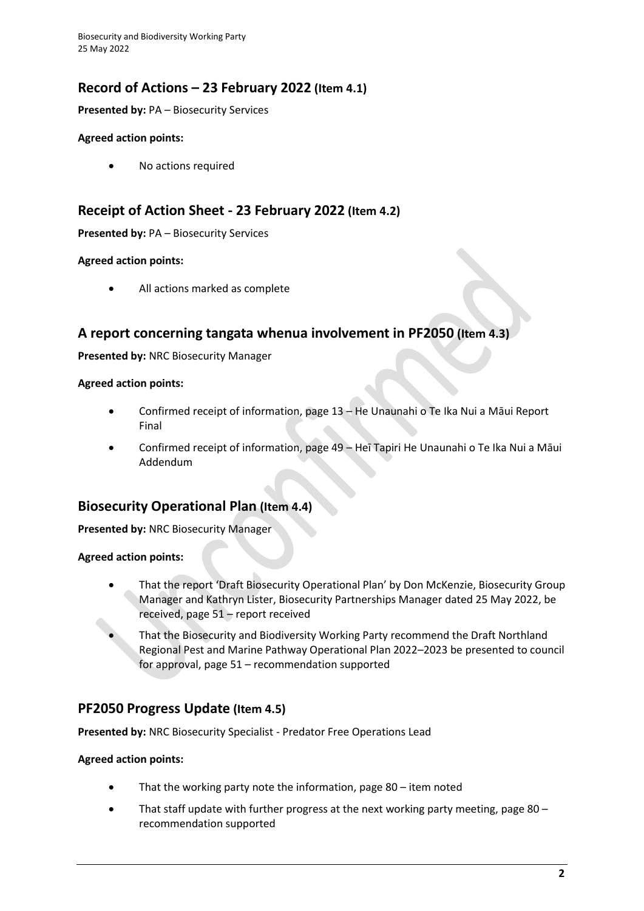## Record of Actions – 23 February 2022 (Item 4.1)

**Presented by:** PA – Biosecurity Services

**Agreed action points:**

- No actions required

## Receipt of Action Sheet - 23 February 2022 (Item 4.2)

**Presented by:** PA – Biosecurity Services

**Agreed action points:**

- All actions marked as complete

## A report concerning tangata whenua involvement in PF2050 (Item 4.3)

**Presented by:** NRC Biosecurity Manager

**Agreed action points:**

- Confirmed receipt of information, page 13 – He Unaunahi o Te Ika Nui a Māui Report Final
- Confirmed receipt of information, page 49 – Heī Tapiri He Unaunahi o Te Ika Nui a Māui Addendum

## Biosecurity Operational Plan (Item 4.4)

**Presented by:** NRC Biosecurity Manager

**Agreed action points:**

- That the report 'Draft Biosecurity Operational Plan' by Don McKenzie, Biosecurity Group Manager and Kathryn Lister, Biosecurity Partnerships Manager dated 25 May 2022, be received, page 51 – report received
- That the Biosecurity and Biodiversity Working Party recommend the Draft Northland Regional Pest and Marine Pathway Operational Plan 2022–2023 be presented to council for approval, page 51 – recommendation supported

## PF2050 Progress Update (Item 4.5)

**Presented by:** NRC Biosecurity Specialist - Predator Free Operations Lead

**Agreed action points:**

- That the working party note the information, page 80 – item noted
- That staff update with further progress at the next working party meeting, page 80 – recommendation supported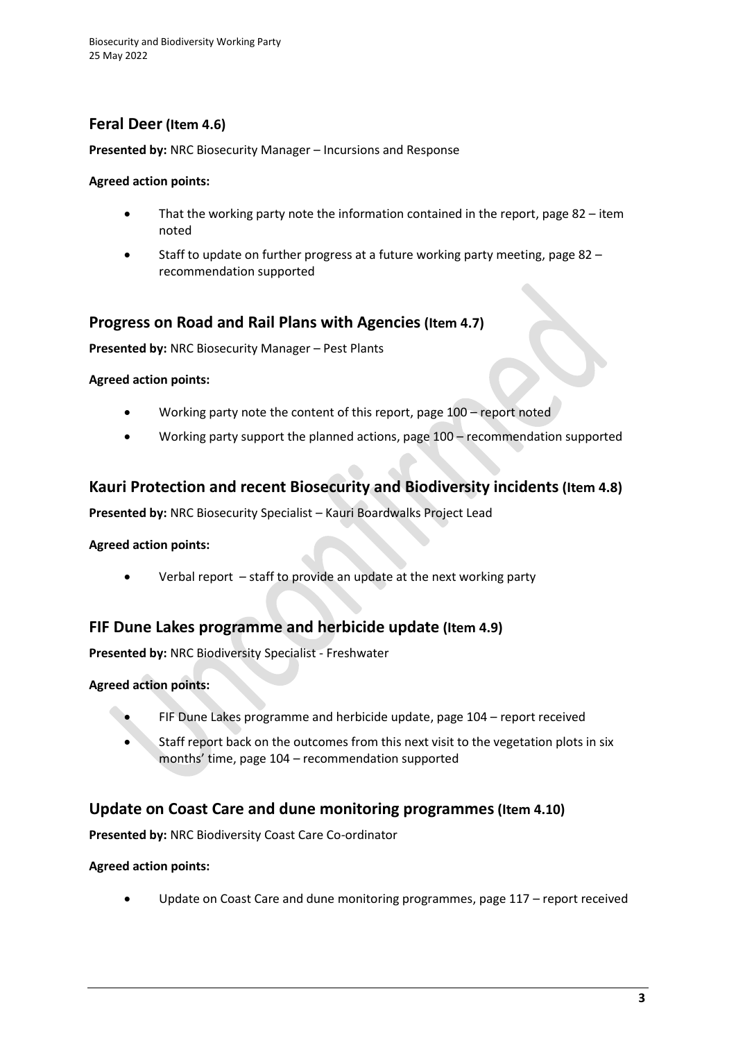## Feral Deer (Item 4.6)

**Presented by:** NRC Biosecurity Manager – Incursions and Response

**Agreed action points:**

- That the working party note the information contained in the report, page 82 – item noted
- Staff to update on further progress at a future working party meeting, page 82 – recommendation supported

## Progress on Road and Rail Plans with Agencies (Item 4.7)

**Presented by:** NRC Biosecurity Manager – Pest Plants

**Agreed action points:**

- Working party note the content of this report, page 100 – report noted
- Working party support the planned actions, page 100 – recommendation supported

## Kauri Protection and recent Biosecurity and Biodiversity incidents (Item 4.8)

**Presented by:** NRC Biosecurity Specialist – Kauri Boardwalks Project Lead

**Agreed action points:**

- Verbal report – staff to provide an update at the next working party

## FIF Dune Lakes programme and herbicide update (Item 4.9)

**Presented by:** NRC Biodiversity Specialist - Freshwater

**Agreed action points:**

- FIF Dune Lakes programme and herbicide update, page 104 – report received
- Staff report back on the outcomes from this next visit to the vegetation plots in six months' time, page 104 – recommendation supported

## Update on Coast Care and dune monitoring programmes (Item 4.10)

**Presented by:** NRC Biodiversity Coast Care Co-ordinator

**Agreed action points:**

- Update on Coast Care and dune monitoring programmes, page 117 – report received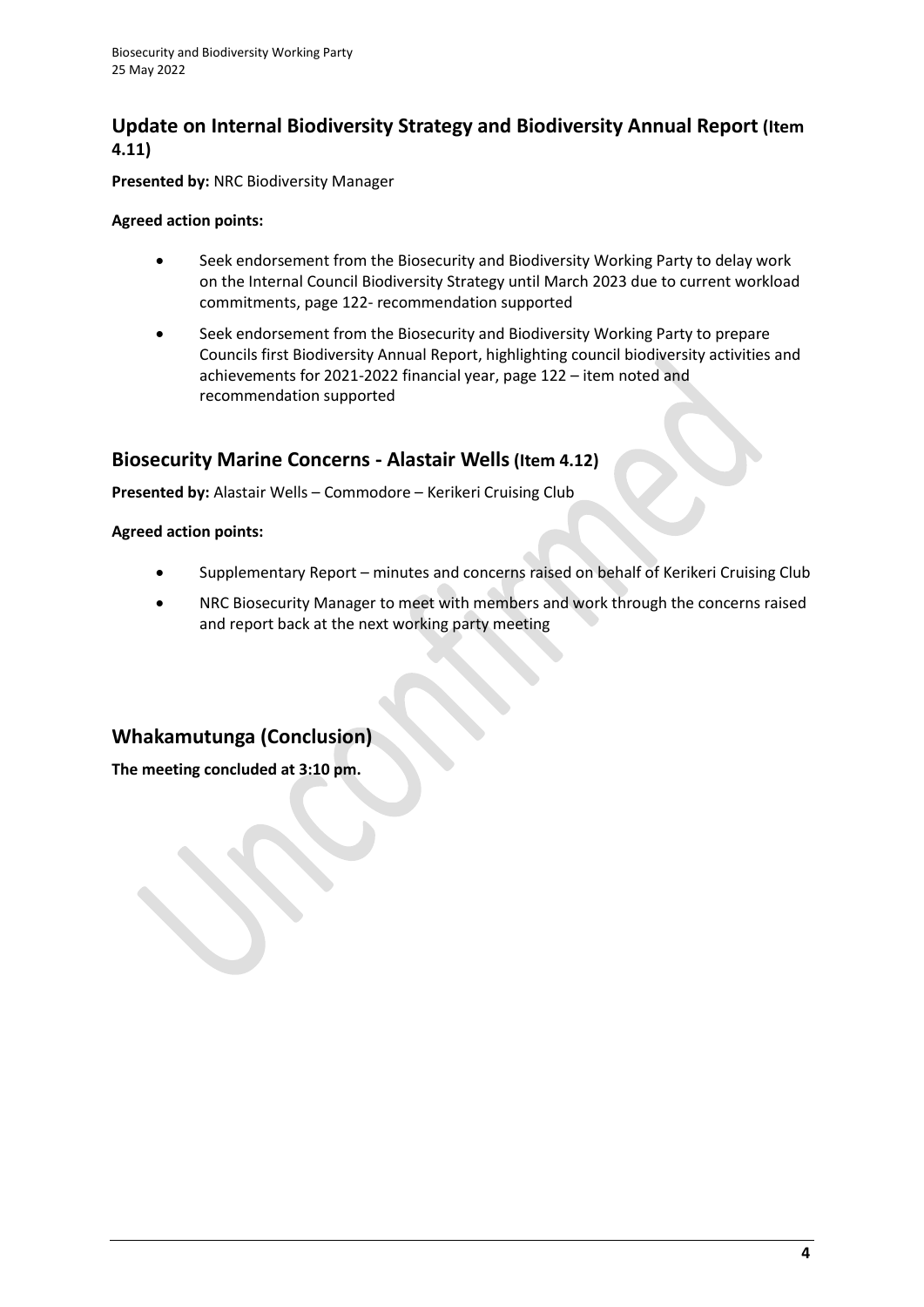## Update on Internal Biodiversity Strategy and Biodiversity Annual Report (Item 4.11)

**Presented by:** NRC Biodiversity Manager

**Agreed action points:**

- Seek endorsement from the Biosecurity and Biodiversity Working Party to delay work on the Internal Council Biodiversity Strategy until March 2023 due to current workload commitments, page 122- recommendation supported
- Seek endorsement from the Biosecurity and Biodiversity Working Party to prepare Councils first Biodiversity Annual Report, highlighting council biodiversity activities and achievements for 2021-2022 financial year, page 122 – item noted and recommendation supported

## Biosecurity Marine Concerns - Alastair Wells (Item 4.12)

**Presented by:** Alastair Wells – Commodore – Kerikeri Cruising Club

**Agreed action points:**

- Supplementary Report – minutes and concerns raised on behalf of Kerikeri Cruising Club
- NRC Biosecurity Manager to meet with members and work through the concerns raised and report back at the next working party meeting

## Whakamutunga (Conclusion)

**The meeting concluded at 3:10 pm.**